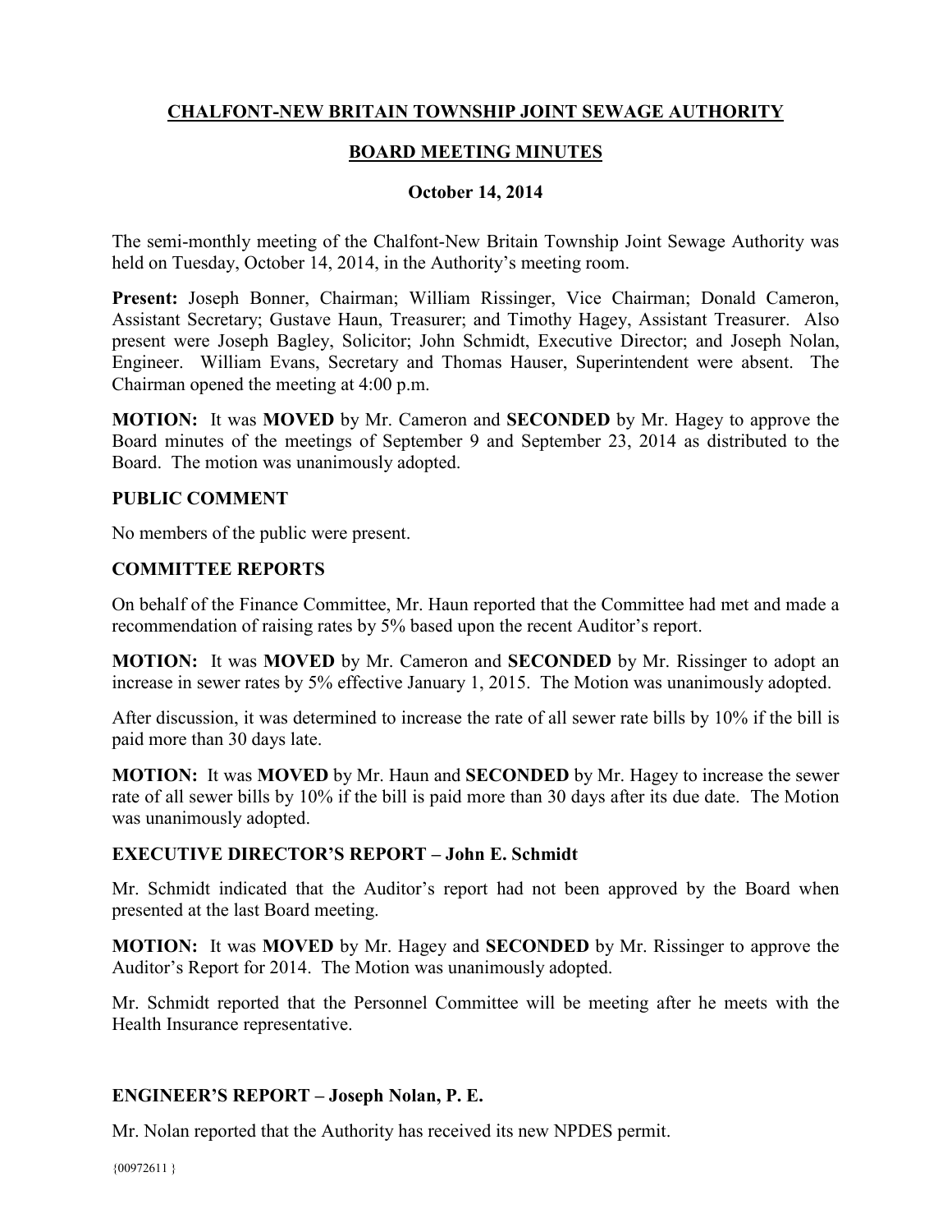**CHALFONT-NEW BRITAIN TOWNSHIP JOINT SEWAGE AUTHORITY**

**BOARD MEETING MINUTES**

**October 14, 2014**

The semi-monthly meeting of the Chalfont-New Britain Township Joint Sewage Authority was held on Tuesday, October 14, 2014, in the Authority's meeting room.

**Present:** Joseph Bonner, Chairman; William Rissinger, Vice Chairman; Donald Cameron, Assistant Secretary; Gustave Haun, Treasurer; and Timothy Hagey, Assistant Treasurer. Also present were Joseph Bagley, Solicitor; John Schmidt, Executive Director; and Joseph Nolan, Engineer. William Evans, Secretary and Thomas Hauser, Superintendent were absent. The Chairman opened the meeting at 4:00 p.m.

**MOTION:** It was **MOVED** by Mr. Cameron and **SECONDED** by Mr. Hagey to approve the Board minutes of the meetings of September 9 and September 23, 2014 as distributed to the Board. The motion was unanimously adopted.

**PUBLIC COMMENT**

No members of the public were present.

**COMMITTEE REPORTS**

On behalf of the Finance Committee, Mr. Haun reported that the Committee had met and made a recommendation of raising rates by 5% based upon the recent Auditor's report.

**MOTION:** It was **MOVED** by Mr. Cameron and **SECONDED** by Mr. Rissinger to adopt an increase in sewer rates by 5% effective January 1, 2015. The Motion was unanimously adopted.

After discussion, it was determined to increase the rate of all sewer rate bills by 10% if the bill is paid more than 30 days late.

**MOTION:** It was **MOVED** by Mr. Haun and **SECONDED** by Mr. Hagey to increase the sewer rate of all sewer bills by 10% if the bill is paid more than 30 days after its due date. The Motion was unanimously adopted.

**EXECUTIVE DIRECTOR'S REPORT – John E. Schmidt**

Mr. Schmidt indicated that the Auditor's report had not been approved by the Board when presented at the last Board meeting.

**MOTION:** It was **MOVED** by Mr. Hagey and **SECONDED** by Mr. Rissinger to approve the Auditor's Report for 2014. The Motion was unanimously adopted.

Mr. Schmidt reported that the Personnel Committee will be meeting after he meets with the Health Insurance representative.

**ENGINEER'S REPORT – Joseph Nolan, P. E.**

Mr. Nolan reported that the Authority has received its new NPDES permit.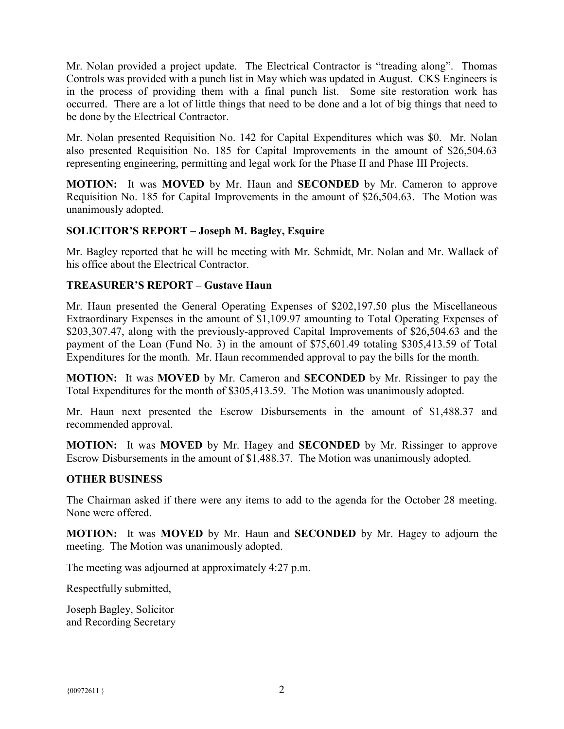Mr. Nolan provided a project update. The Electrical Contractor is "treading along". Thomas Controls was provided with a punch list in May which was updated in August. CKS Engineers is in the process of providing them with a final punch list. Some site restoration work has occurred. There are a lot of little things that need to be done and a lot of big things that need to be done by the Electrical Contractor.

Mr. Nolan presented Requisition No. 142 for Capital Expenditures which was $0. Mr. Nolan also presented Requisition No. 185 for Capital Improvements in the amount of $26,504.63 representing engineering, permitting and legal work for the Phase II and Phase III Projects.

**MOTION:** It was **MOVED** by Mr. Haun and **SECONDED** by Mr. Cameron to approve Requisition No. 185 for Capital Improvements in the amount of $26,504.63. The Motion was unanimously adopted.

**SOLICITOR'S REPORT – Joseph M. Bagley, Esquire**

Mr. Bagley reported that he will be meeting with Mr. Schmidt, Mr. Nolan and Mr. Wallack of his office about the Electrical Contractor.

**TREASURER'S REPORT – Gustave Haun**

Mr. Haun presented the General Operating Expenses of $202,197.50 plus the Miscellaneous Extraordinary Expenses in the amount of $1,109.97 amounting to Total Operating Expenses of $203,307.47, along with the previously-approved Capital Improvements of $26,504.63 and the payment of the Loan (Fund No. 3) in the amount of $75,601.49 totaling $305,413.59 of Total Expenditures for the month. Mr. Haun recommended approval to pay the bills for the month.

**MOTION:** It was **MOVED** by Mr. Cameron and **SECONDED** by Mr. Rissinger to pay the Total Expenditures for the month of $305,413.59. The Motion was unanimously adopted.

Mr. Haun next presented the Escrow Disbursements in the amount of $1,488.37 and recommended approval.

**MOTION:** It was **MOVED** by Mr. Hagey and **SECONDED** by Mr. Rissinger to approve Escrow Disbursements in the amount of $1,488.37. The Motion was unanimously adopted.

**OTHER BUSINESS**

The Chairman asked if there were any items to add to the agenda for the October 28 meeting. None were offered.

**MOTION:** It was **MOVED** by Mr. Haun and **SECONDED** by Mr. Hagey to adjourn the meeting. The Motion was unanimously adopted.

The meeting was adjourned at approximately 4:27 p.m.

Respectfully submitted,

Joseph Bagley, Solicitor
and Recording Secretary

{00972611 }